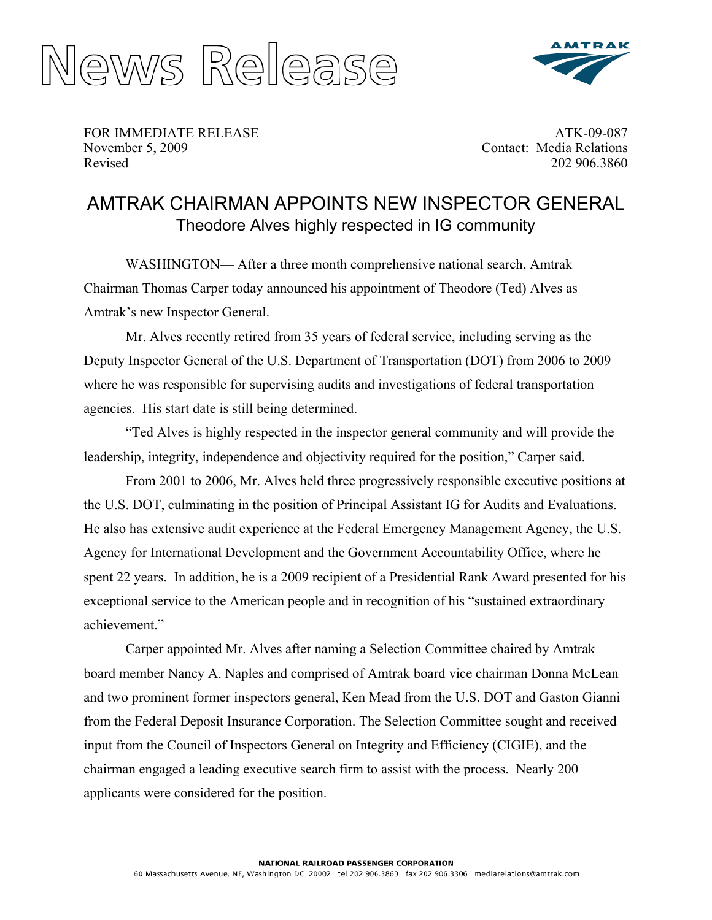# News Release

AMTRAK

FOR IMMEDIATE RELEASE
November 5, 2009
Revised

ATK-09-087
Contact: Media Relations
202 906.3860

## AMTRAK CHAIRMAN APPOINTS NEW INSPECTOR GENERAL

### Theodore Alves highly respected in IG community

WASHINGTON— After a three month comprehensive national search, Amtrak Chairman Thomas Carper today announced his appointment of Theodore (Ted) Alves as Amtrak's new Inspector General.

Mr. Alves recently retired from 35 years of federal service, including serving as the Deputy Inspector General of the U.S. Department of Transportation (DOT) from 2006 to 2009 where he was responsible for supervising audits and investigations of federal transportation agencies. His start date is still being determined.

"Ted Alves is highly respected in the inspector general community and will provide the leadership, integrity, independence and objectivity required for the position," Carper said.

From 2001 to 2006, Mr. Alves held three progressively responsible executive positions at the U.S. DOT, culminating in the position of Principal Assistant IG for Audits and Evaluations. He also has extensive audit experience at the Federal Emergency Management Agency, the U.S. Agency for International Development and the Government Accountability Office, where he spent 22 years. In addition, he is a 2009 recipient of a Presidential Rank Award presented for his exceptional service to the American people and in recognition of his "sustained extraordinary achievement."

Carper appointed Mr. Alves after naming a Selection Committee chaired by Amtrak board member Nancy A. Naples and comprised of Amtrak board vice chairman Donna McLean and two prominent former inspectors general, Ken Mead from the U.S. DOT and Gaston Gianni from the Federal Deposit Insurance Corporation. The Selection Committee sought and received input from the Council of Inspectors General on Integrity and Efficiency (CIGIE), and the chairman engaged a leading executive search firm to assist with the process. Nearly 200 applicants were considered for the position.

NATIONAL RAILROAD PASSENGER CORPORATION
60 Massachusetts Avenue, NE, Washington DC 20002 tel 202 906.3860 fax 202 906.3306 mediarelations@amtrak.com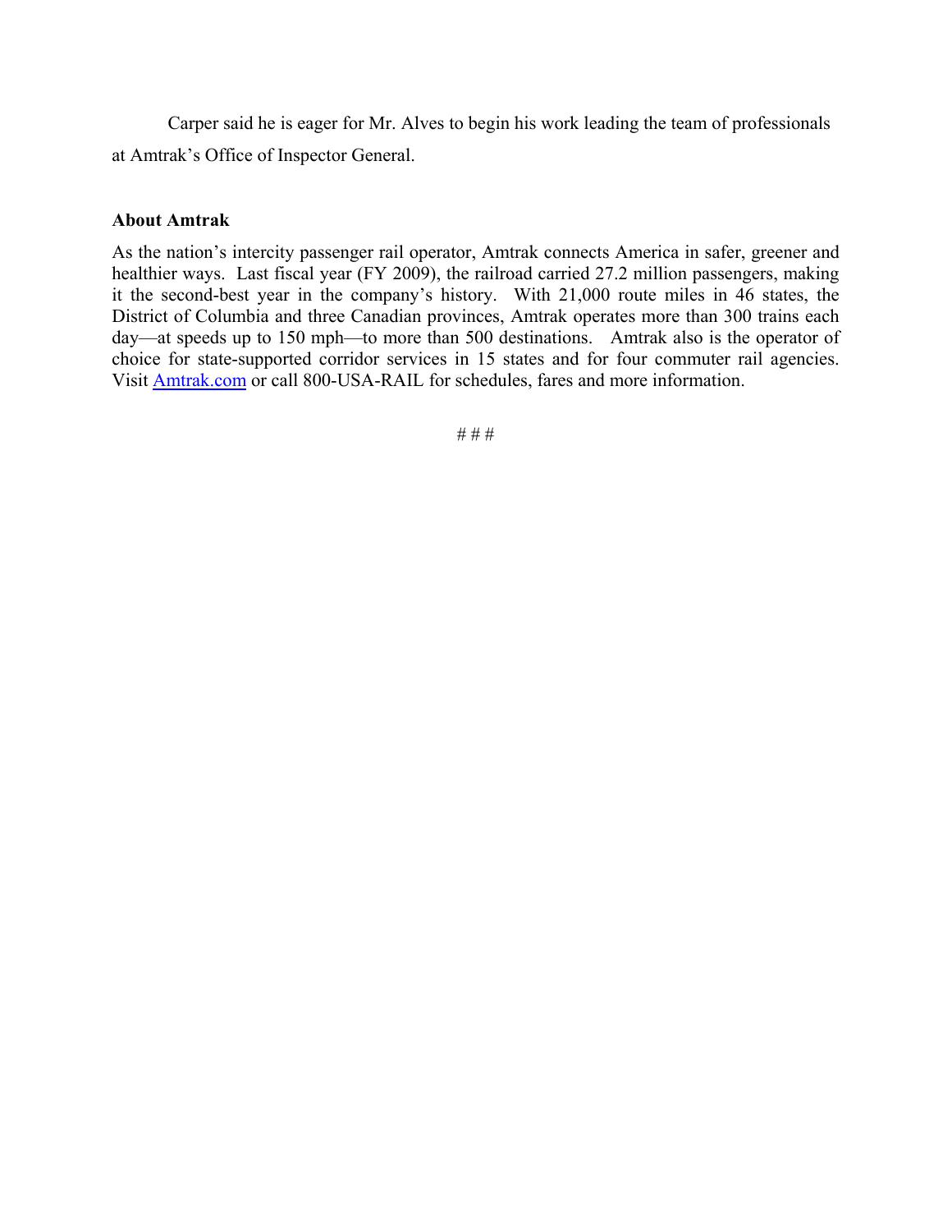Carper said he is eager for Mr. Alves to begin his work leading the team of professionals at Amtrak's Office of Inspector General.

**About Amtrak**

As the nation's intercity passenger rail operator, Amtrak connects America in safer, greener and healthier ways. Last fiscal year (FY 2009), the railroad carried 27.2 million passengers, making it the second-best year in the company's history. With 21,000 route miles in 46 states, the District of Columbia and three Canadian provinces, Amtrak operates more than 300 trains each day—at speeds up to 150 mph—to more than 500 destinations. Amtrak also is the operator of choice for state-supported corridor services in 15 states and for four commuter rail agencies. Visit [Amtrak.com](http://Amtrak.com) or call 800-USA-RAIL for schedules, fares and more information.

# # #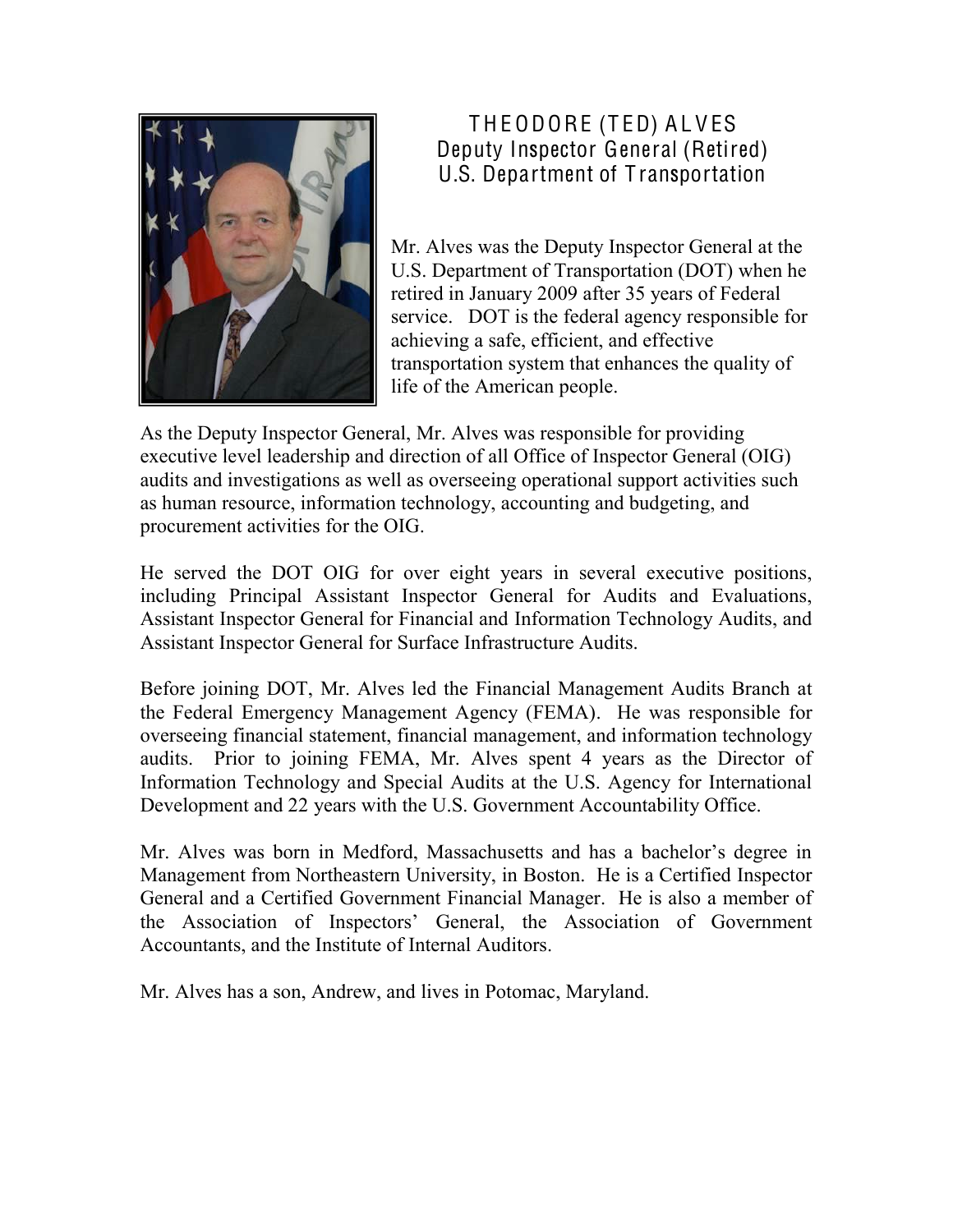# THEODORE (TED) ALVES
## Deputy Inspector General (Retired)
## U.S. Department of Transportation

Mr. Alves was the Deputy Inspector General at the U.S. Department of Transportation (DOT) when he retired in January 2009 after 35 years of Federal service. DOT is the federal agency responsible for achieving a safe, efficient, and effective transportation system that enhances the quality of life of the American people.

As the Deputy Inspector General, Mr. Alves was responsible for providing executive level leadership and direction of all Office of Inspector General (OIG) audits and investigations as well as overseeing operational support activities such as human resource, information technology, accounting and budgeting, and procurement activities for the OIG.

He served the DOT OIG for over eight years in several executive positions, including Principal Assistant Inspector General for Audits and Evaluations, Assistant Inspector General for Financial and Information Technology Audits, and Assistant Inspector General for Surface Infrastructure Audits.

Before joining DOT, Mr. Alves led the Financial Management Audits Branch at the Federal Emergency Management Agency (FEMA). He was responsible for overseeing financial statement, financial management, and information technology audits. Prior to joining FEMA, Mr. Alves spent 4 years as the Director of Information Technology and Special Audits at the U.S. Agency for International Development and 22 years with the U.S. Government Accountability Office.

Mr. Alves was born in Medford, Massachusetts and has a bachelor's degree in Management from Northeastern University, in Boston. He is a Certified Inspector General and a Certified Government Financial Manager. He is also a member of the Association of Inspectors' General, the Association of Government Accountants, and the Institute of Internal Auditors.

Mr. Alves has a son, Andrew, and lives in Potomac, Maryland.